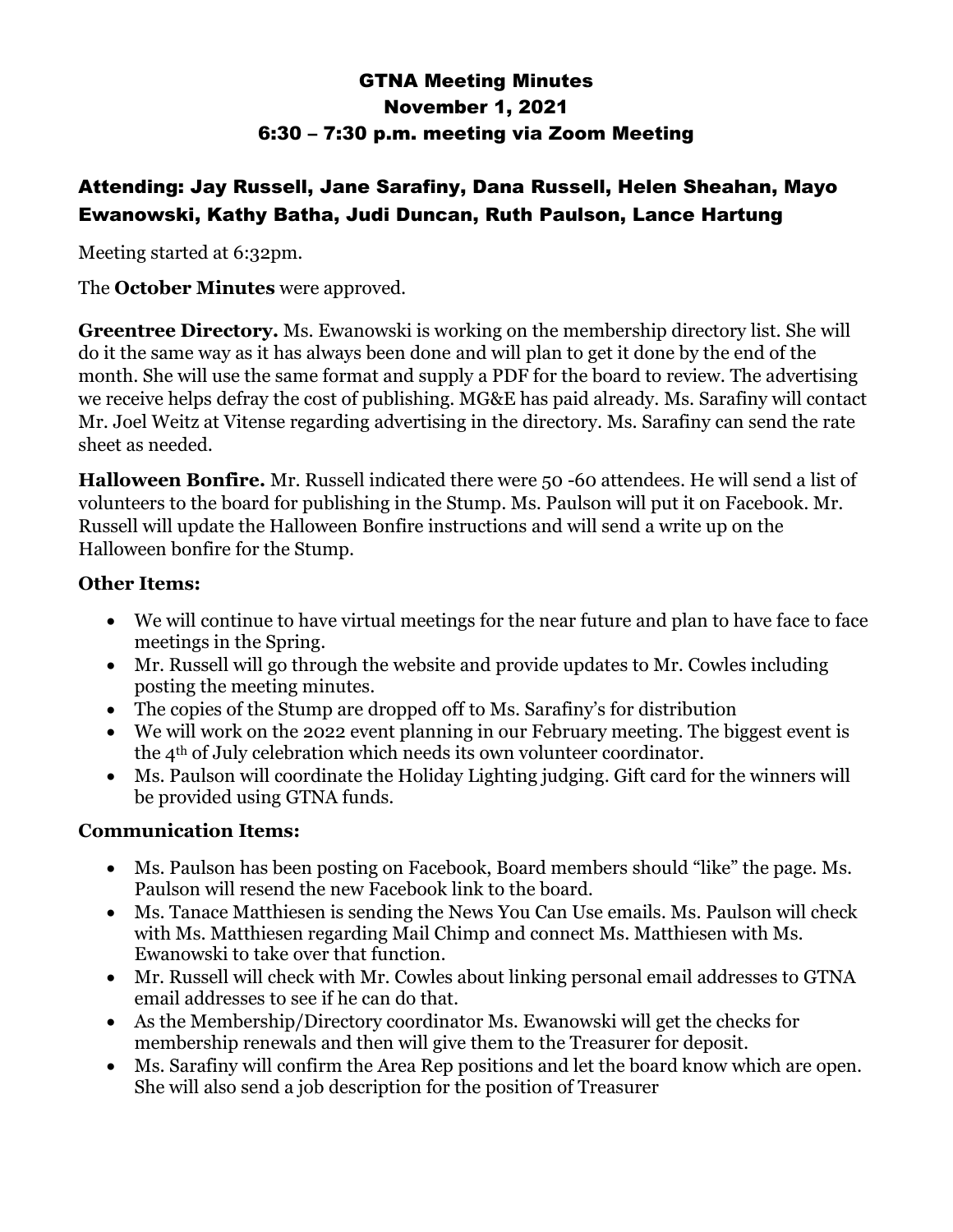# GTNA Meeting Minutes
# November 1, 2021
# 6:30 – 7:30 p.m. meeting via Zoom Meeting

## Attending: Jay Russell, Jane Sarafiny, Dana Russell, Helen Sheahan, Mayo Ewanowski, Kathy Batha, Judi Duncan, Ruth Paulson, Lance Hartung

Meeting started at 6:32pm.

The **October Minutes** were approved.

**Greentree Directory.** Ms. Ewanowski is working on the membership directory list. She will do it the same way as it has always been done and will plan to get it done by the end of the month. She will use the same format and supply a PDF for the board to review. The advertising we receive helps defray the cost of publishing. MG&E has paid already. Ms. Sarafiny will contact Mr. Joel Weitz at Vitense regarding advertising in the directory. Ms. Sarafiny can send the rate sheet as needed.

**Halloween Bonfire.** Mr. Russell indicated there were 50 -60 attendees. He will send a list of volunteers to the board for publishing in the Stump. Ms. Paulson will put it on Facebook. Mr. Russell will update the Halloween Bonfire instructions and will send a write up on the Halloween bonfire for the Stump.

### Other Items:

- We will continue to have virtual meetings for the near future and plan to have face to face meetings in the Spring.
- Mr. Russell will go through the website and provide updates to Mr. Cowles including posting the meeting minutes.
- The copies of the Stump are dropped off to Ms. Sarafiny's for distribution
- We will work on the 2022 event planning in our February meeting. The biggest event is the 4th of July celebration which needs its own volunteer coordinator.
- Ms. Paulson will coordinate the Holiday Lighting judging. Gift card for the winners will be provided using GTNA funds.

### Communication Items:

- Ms. Paulson has been posting on Facebook, Board members should "like" the page. Ms. Paulson will resend the new Facebook link to the board.
- Ms. Tanace Matthiesen is sending the News You Can Use emails. Ms. Paulson will check with Ms. Matthiesen regarding Mail Chimp and connect Ms. Matthiesen with Ms. Ewanowski to take over that function.
- Mr. Russell will check with Mr. Cowles about linking personal email addresses to GTNA email addresses to see if he can do that.
- As the Membership/Directory coordinator Ms. Ewanowski will get the checks for membership renewals and then will give them to the Treasurer for deposit.
- Ms. Sarafiny will confirm the Area Rep positions and let the board know which are open. She will also send a job description for the position of Treasurer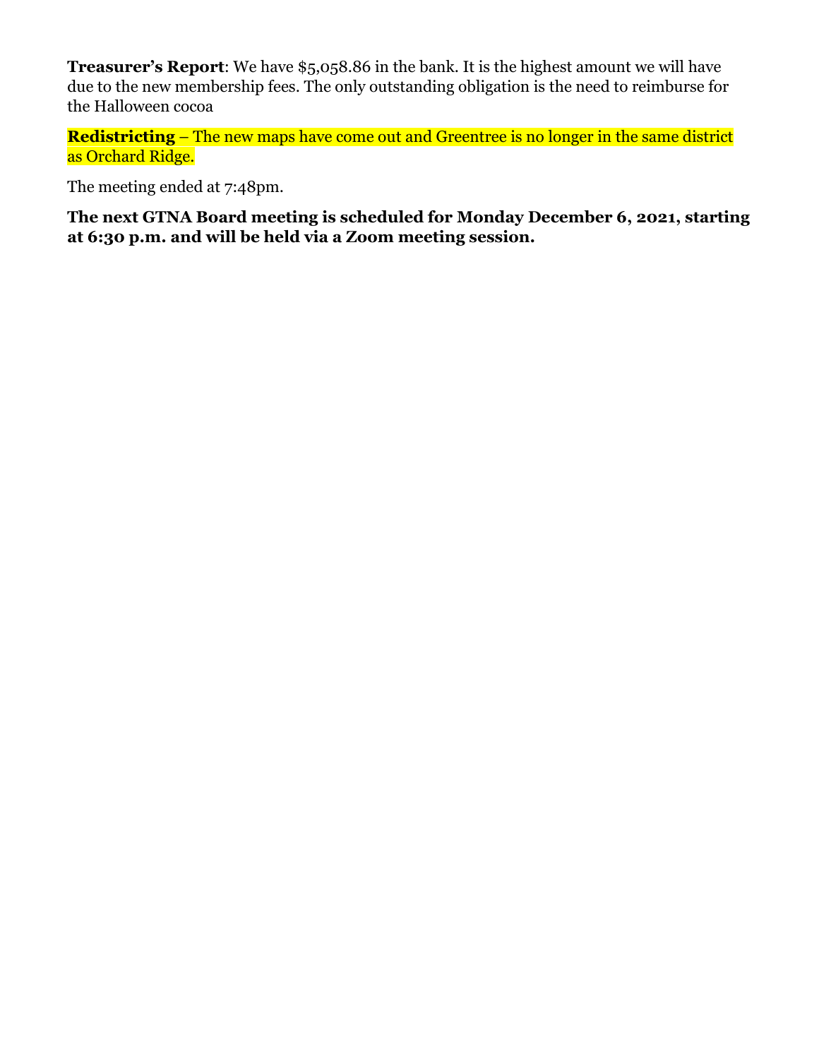**Treasurer's Report**: We have $5,058.86 in the bank. It is the highest amount we will have due to the new membership fees. The only outstanding obligation is the need to reimburse for the Halloween cocoa

**Redistricting** – The new maps have come out and Greentree is no longer in the same district as Orchard Ridge.

The meeting ended at 7:48pm.

**The next GTNA Board meeting is scheduled for Monday December 6, 2021, starting at 6:30 p.m. and will be held via a Zoom meeting session.**